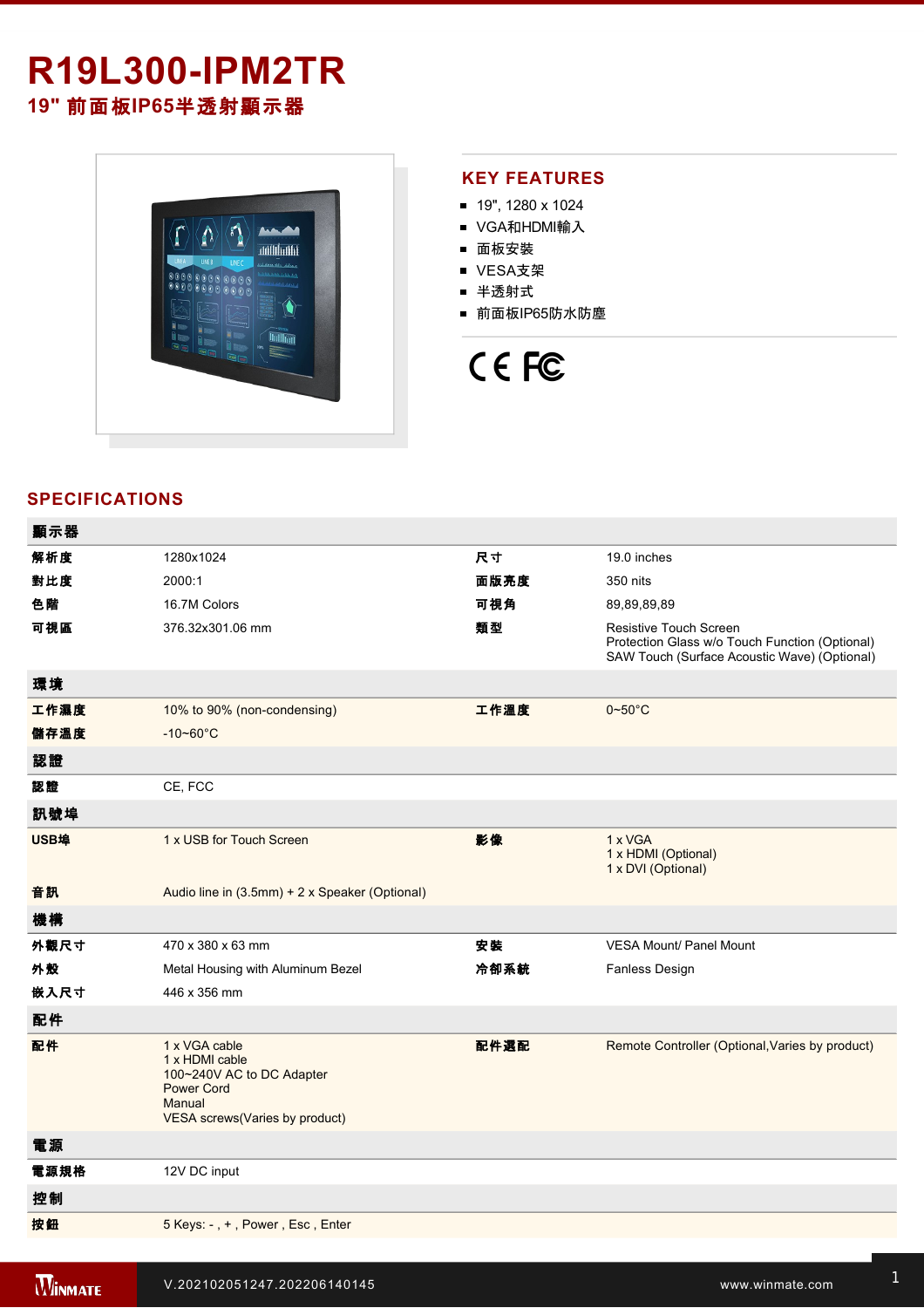# R19L300-IPM2TR

## 19" 前面板IP65半透射顯示器

## KEY FEATURES

- 19", 1280 x 1024
- VGA和HDMI輸入
- 面板安裝
- VESA支架
- 半透射式
- 前面板IP65防水防塵

## SPECIFICATIONS

| 顯示器 | | | |
|---|---|---|---|
| 解析度 | 1280x1024 | 尺寸 | 19.0 inches |
| 對比度 | 2000:1 | 面版亮度 | 350 nits |
| 色階 | 16.7M Colors | 可視角 | 89,89,89,89 |
| 可視區 | 376.32x301.06 mm | 類型 | Resistive Touch Screen<br>Protection Glass w/o Touch Function (Optional)<br>SAW Touch (Surface Acoustic Wave) (Optional) |
| **環境** | | | |
| 工作濕度 | 10% to 90% (non-condensing) | 工作溫度 | 0~50°C |
| 儲存溫度 | -10~60°C | | |
| **認證** | | | |
| 認證 | CE, FCC | | |
| **訊號埠** | | | |
| USB埠 | 1 x USB for Touch Screen | 影像 | 1 x VGA<br>1 x HDMI (Optional)<br>1 x DVI (Optional) |
| 音訊 | Audio line in (3.5mm) + 2 x Speaker (Optional) | | |
| **機構** | | | |
| 外觀尺寸 | 470 x 380 x 63 mm | 安裝 | VESA Mount/ Panel Mount |
| 外殼 | Metal Housing with Aluminum Bezel | 冷卻系統 | Fanless Design |
| 嵌入尺寸 | 446 x 356 mm | | |
| **配件** | | | |
| 配件 | 1 x VGA cable<br>1 x HDMI cable<br>100~240V AC to DC Adapter<br>Power Cord<br>Manual<br>VESA screws(Varies by product) | 配件選配 | Remote Controller (Optional,Varies by product) |
| **電源** | | | |
| 電源規格 | 12V DC input | | |
| **控制** | | | |
| 按鈕 | 5 Keys: - , + , Power , Esc , Enter | | |

V.202102051247.202206140145

www.winmate.com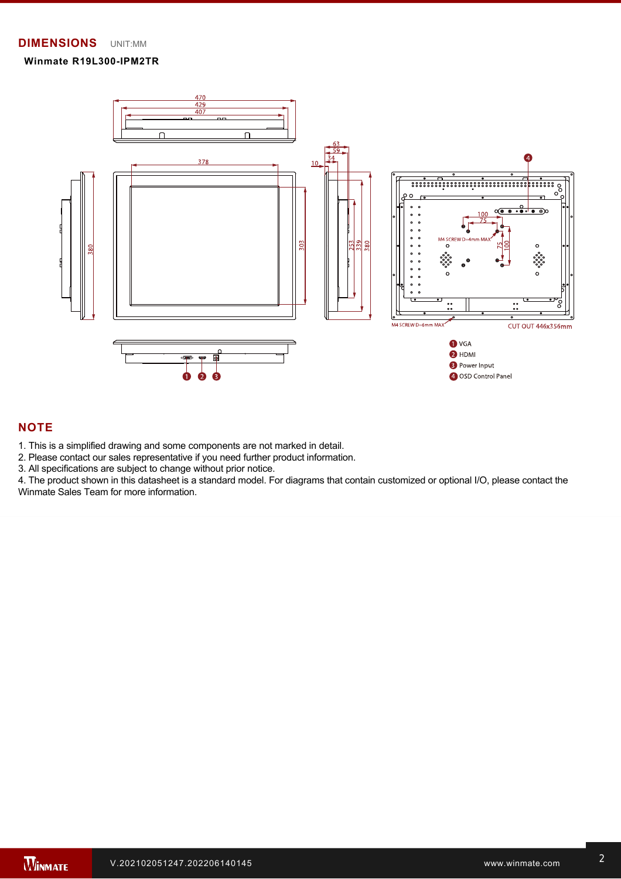## DIMENSIONS UNIT:MM

**Winmate R19L300-IPM2TR**

470
429
407

378

303

380

63
59
34
10

253
339
380

100
75
M4 SCREW D=4mm MAX
75
100

M4 SCREW D=6mm MAX
CUT OUT 446x356mm

1 VGA
2 HDMI
3 Power Input
4 OSD Control Panel

## NOTE

1. This is a simplified drawing and some components are not marked in detail.
2. Please contact our sales representative if you need further product information.
3. All specifications are subject to change without prior notice.
4. The product shown in this datasheet is a standard model. For diagrams that contain customized or optional I/O, please contact the Winmate Sales Team for more information.